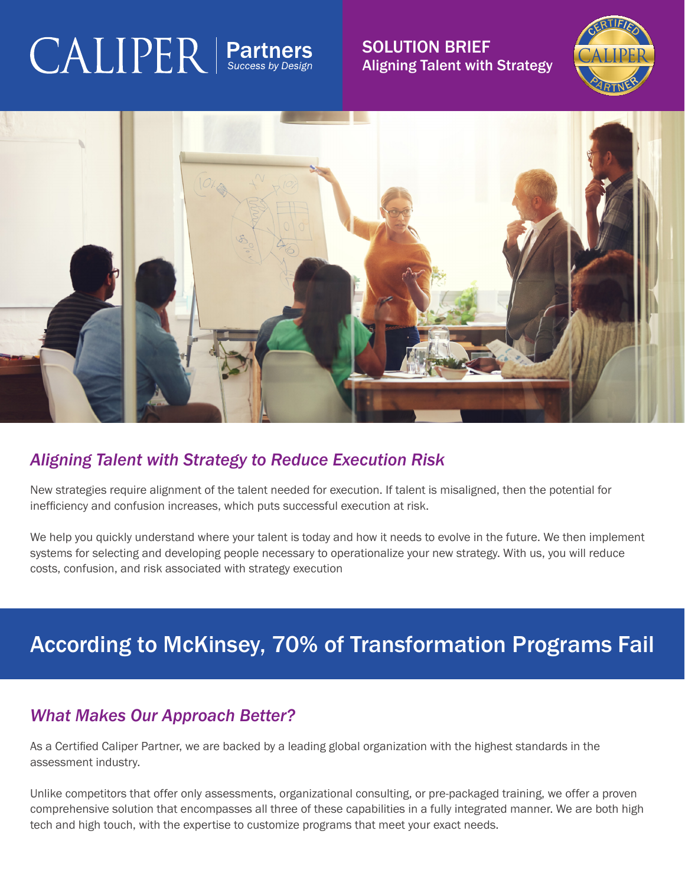CALIPER | Partners
Success by Design

SOLUTION BRIEF
Aligning Talent with Strategy

## *Aligning Talent with Strategy to Reduce Execution Risk*

New strategies require alignment of the talent needed for execution. If talent is misaligned, then the potential for inefficiency and confusion increases, which puts successful execution at risk.

We help you quickly understand where your talent is today and how it needs to evolve in the future. We then implement systems for selecting and developing people necessary to operationalize your new strategy. With us, you will reduce costs, confusion, and risk associated with strategy execution

# According to McKinsey, 70% of Transformation Programs Fail

## *What Makes Our Approach Better?*

As a Certified Caliper Partner, we are backed by a leading global organization with the highest standards in the assessment industry.

Unlike competitors that offer only assessments, organizational consulting, or pre-packaged training, we offer a proven comprehensive solution that encompasses all three of these capabilities in a fully integrated manner. We are both high tech and high touch, with the expertise to customize programs that meet your exact needs.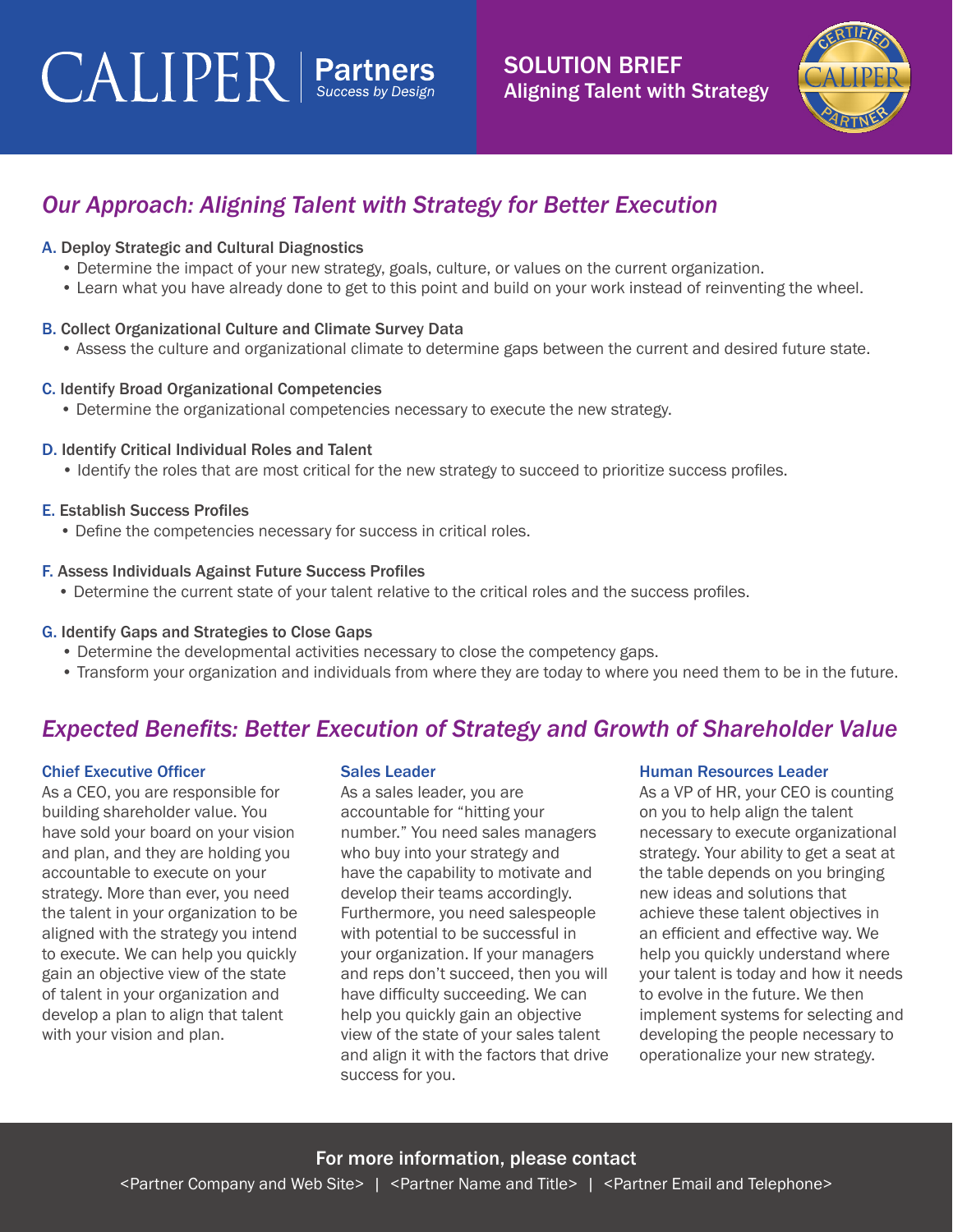CALIPER | Partners
*Success by Design*

**SOLUTION BRIEF**
**Aligning Talent with Strategy**

## *Our Approach: Aligning Talent with Strategy for Better Execution*

**A. Deploy Strategic and Cultural Diagnostics**
- Determine the impact of your new strategy, goals, culture, or values on the current organization.
- Learn what you have already done to get to this point and build on your work instead of reinventing the wheel.

**B. Collect Organizational Culture and Climate Survey Data**
- Assess the culture and organizational climate to determine gaps between the current and desired future state.

**C. Identify Broad Organizational Competencies**
- Determine the organizational competencies necessary to execute the new strategy.

**D. Identify Critical Individual Roles and Talent**
- Identify the roles that are most critical for the new strategy to succeed to prioritize success profiles.

**E. Establish Success Profiles**
- Define the competencies necessary for success in critical roles.

**F. Assess Individuals Against Future Success Profiles**
- Determine the current state of your talent relative to the critical roles and the success profiles.

**G. Identify Gaps and Strategies to Close Gaps**
- Determine the developmental activities necessary to close the competency gaps.
- Transform your organization and individuals from where they are today to where you need them to be in the future.

## *Expected Benefits: Better Execution of Strategy and Growth of Shareholder Value*

### Chief Executive Officer

As a CEO, you are responsible for building shareholder value. You have sold your board on your vision and plan, and they are holding you accountable to execute on your strategy. More than ever, you need the talent in your organization to be aligned with the strategy you intend to execute. We can help you quickly gain an objective view of the state of talent in your organization and develop a plan to align that talent with your vision and plan.

### Sales Leader

As a sales leader, you are accountable for "hitting your number." You need sales managers who buy into your strategy and have the capability to motivate and develop their teams accordingly. Furthermore, you need salespeople with potential to be successful in your organization. If your managers and reps don't succeed, then you will have difficulty succeeding. We can help you quickly gain an objective view of the state of your sales talent and align it with the factors that drive success for you.

### Human Resources Leader

As a VP of HR, your CEO is counting on you to help align the talent necessary to execute organizational strategy. Your ability to get a seat at the table depends on you bringing new ideas and solutions that achieve these talent objectives in an efficient and effective way. We help you quickly understand where your talent is today and how it needs to evolve in the future. We then implement systems for selecting and developing the people necessary to operationalize your new strategy.

**For more information, please contact**

<Partner Company and Web Site> | <Partner Name and Title> | <Partner Email and Telephone>